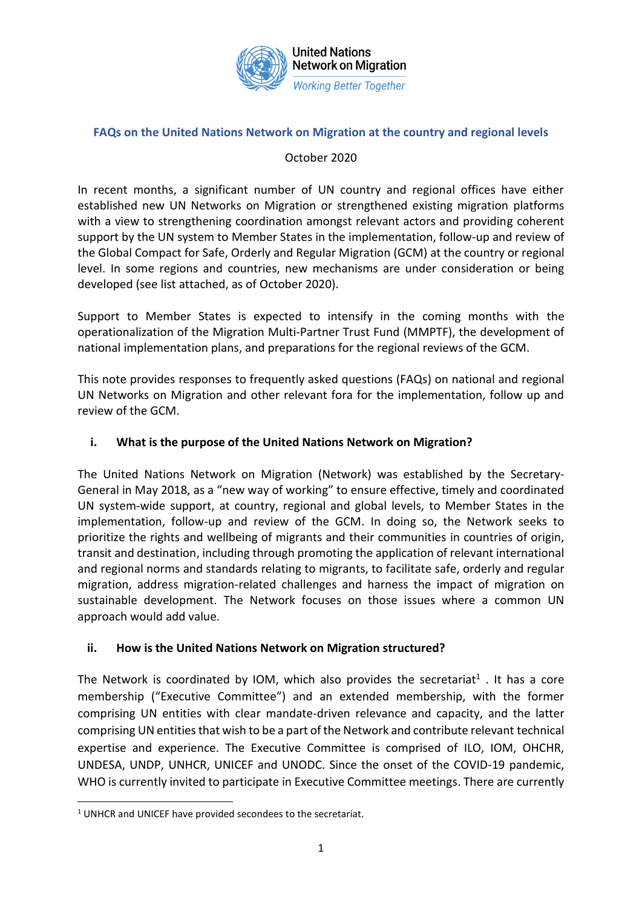## FAQs on the United Nations Network on Migration at the country and regional levels

October 2020

In recent months, a significant number of UN country and regional offices have either established new UN Networks on Migration or strengthened existing migration platforms with a view to strengthening coordination amongst relevant actors and providing coherent support by the UN system to Member States in the implementation, follow-up and review of the Global Compact for Safe, Orderly and Regular Migration (GCM) at the country or regional level. In some regions and countries, new mechanisms are under consideration or being developed (see list attached, as of October 2020).

Support to Member States is expected to intensify in the coming months with the operationalization of the Migration Multi-Partner Trust Fund (MMPTF), the development of national implementation plans, and preparations for the regional reviews of the GCM.

This note provides responses to frequently asked questions (FAQs) on national and regional UN Networks on Migration and other relevant fora for the implementation, follow up and review of the GCM.

### i. What is the purpose of the United Nations Network on Migration?

The United Nations Network on Migration (Network) was established by the Secretary-General in May 2018, as a "new way of working" to ensure effective, timely and coordinated UN system-wide support, at country, regional and global levels, to Member States in the implementation, follow-up and review of the GCM. In doing so, the Network seeks to prioritize the rights and wellbeing of migrants and their communities in countries of origin, transit and destination, including through promoting the application of relevant international and regional norms and standards relating to migrants, to facilitate safe, orderly and regular migration, address migration-related challenges and harness the impact of migration on sustainable development. The Network focuses on those issues where a common UN approach would add value.

### ii. How is the United Nations Network on Migration structured?

The Network is coordinated by IOM, which also provides the secretariat[1] . It has a core membership ("Executive Committee") and an extended membership, with the former comprising UN entities with clear mandate-driven relevance and capacity, and the latter comprising UN entities that wish to be a part of the Network and contribute relevant technical expertise and experience. The Executive Committee is comprised of ILO, IOM, OHCHR, UNDESA, UNDP, UNHCR, UNICEF and UNODC. Since the onset of the COVID-19 pandemic, WHO is currently invited to participate in Executive Committee meetings. There are currently

[1] UNHCR and UNICEF have provided secondees to the secretariat.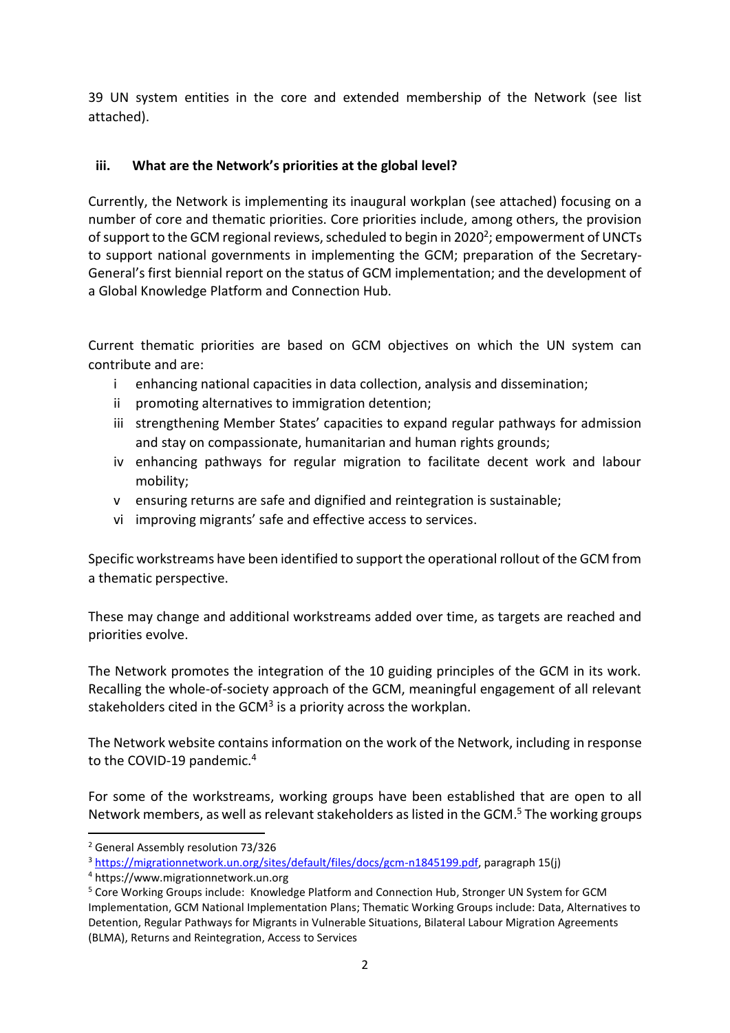39 UN system entities in the core and extended membership of the Network (see list attached).

### iii. What are the Network's priorities at the global level?

Currently, the Network is implementing its inaugural workplan (see attached) focusing on a number of core and thematic priorities. Core priorities include, among others, the provision of support to the GCM regional reviews, scheduled to begin in 2020[2]; empowerment of UNCTs to support national governments in implementing the GCM; preparation of the Secretary-General's first biennial report on the status of GCM implementation; and the development of a Global Knowledge Platform and Connection Hub.

Current thematic priorities are based on GCM objectives on which the UN system can contribute and are:

- i enhancing national capacities in data collection, analysis and dissemination;
- ii promoting alternatives to immigration detention;
- iii strengthening Member States' capacities to expand regular pathways for admission and stay on compassionate, humanitarian and human rights grounds;
- iv enhancing pathways for regular migration to facilitate decent work and labour mobility;
- v ensuring returns are safe and dignified and reintegration is sustainable;
- vi improving migrants' safe and effective access to services.

Specific workstreams have been identified to support the operational rollout of the GCM from a thematic perspective.

These may change and additional workstreams added over time, as targets are reached and priorities evolve.

The Network promotes the integration of the 10 guiding principles of the GCM in its work. Recalling the whole-of-society approach of the GCM, meaningful engagement of all relevant stakeholders cited in the GCM[3] is a priority across the workplan.

The Network website contains information on the work of the Network, including in response to the COVID-19 pandemic.[4]

For some of the workstreams, working groups have been established that are open to all Network members, as well as relevant stakeholders as listed in the GCM.[5] The working groups

---

[2] General Assembly resolution 73/326

[3] https://migrationnetwork.un.org/sites/default/files/docs/gcm-n1845199.pdf, paragraph 15(j)

[4] https://www.migrationnetwork.un.org

[5] Core Working Groups include: Knowledge Platform and Connection Hub, Stronger UN System for GCM Implementation, GCM National Implementation Plans; Thematic Working Groups include: Data, Alternatives to Detention, Regular Pathways for Migrants in Vulnerable Situations, Bilateral Labour Migration Agreements (BLMA), Returns and Reintegration, Access to Services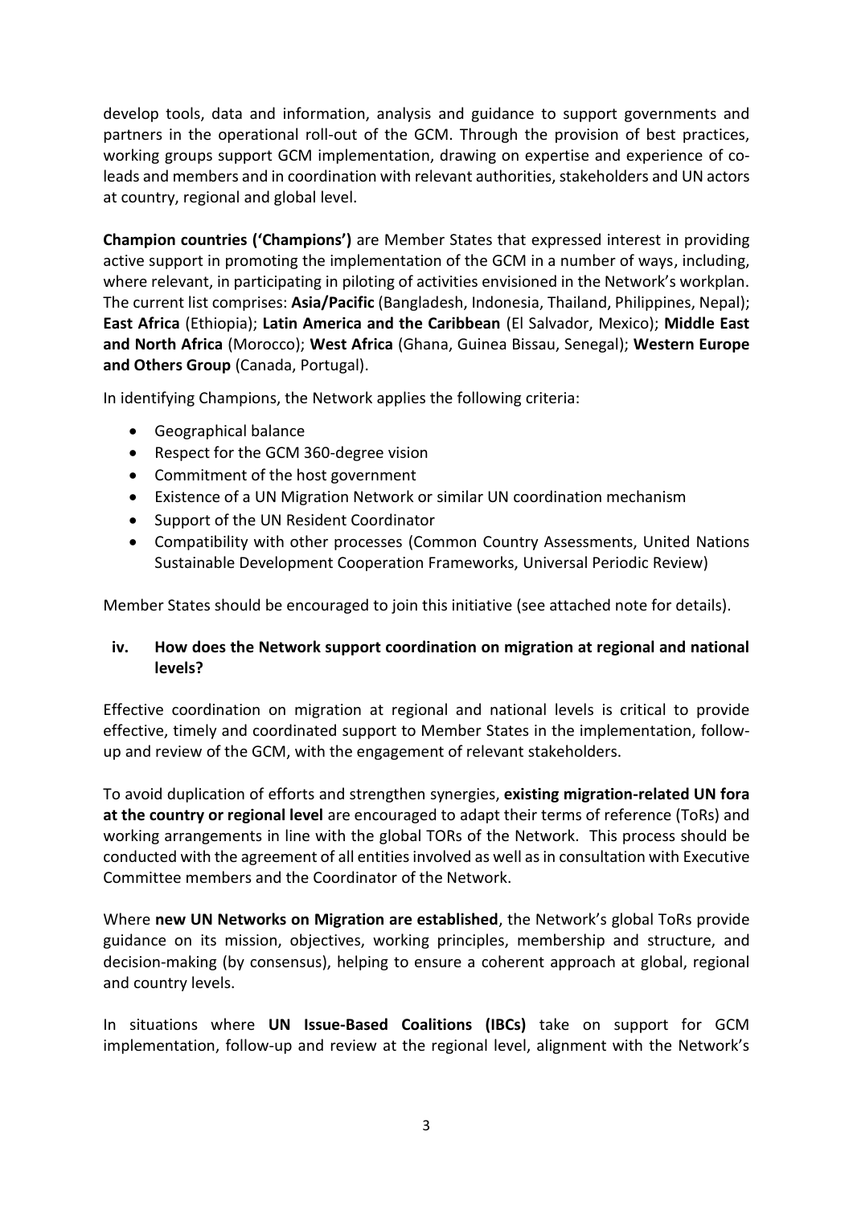develop tools, data and information, analysis and guidance to support governments and partners in the operational roll-out of the GCM. Through the provision of best practices, working groups support GCM implementation, drawing on expertise and experience of co-leads and members and in coordination with relevant authorities, stakeholders and UN actors at country, regional and global level.

**Champion countries ('Champions')** are Member States that expressed interest in providing active support in promoting the implementation of the GCM in a number of ways, including, where relevant, in participating in piloting of activities envisioned in the Network's workplan. The current list comprises: **Asia/Pacific** (Bangladesh, Indonesia, Thailand, Philippines, Nepal); **East Africa** (Ethiopia); **Latin America and the Caribbean** (El Salvador, Mexico); **Middle East and North Africa** (Morocco); **West Africa** (Ghana, Guinea Bissau, Senegal); **Western Europe and Others Group** (Canada, Portugal).

In identifying Champions, the Network applies the following criteria:

- Geographical balance
- Respect for the GCM 360-degree vision
- Commitment of the host government
- Existence of a UN Migration Network or similar UN coordination mechanism
- Support of the UN Resident Coordinator
- Compatibility with other processes (Common Country Assessments, United Nations Sustainable Development Cooperation Frameworks, Universal Periodic Review)

Member States should be encouraged to join this initiative (see attached note for details).

### iv. How does the Network support coordination on migration at regional and national levels?

Effective coordination on migration at regional and national levels is critical to provide effective, timely and coordinated support to Member States in the implementation, follow-up and review of the GCM, with the engagement of relevant stakeholders.

To avoid duplication of efforts and strengthen synergies, **existing migration-related UN fora at the country or regional level** are encouraged to adapt their terms of reference (ToRs) and working arrangements in line with the global TORs of the Network. This process should be conducted with the agreement of all entities involved as well as in consultation with Executive Committee members and the Coordinator of the Network.

Where **new UN Networks on Migration are established**, the Network's global ToRs provide guidance on its mission, objectives, working principles, membership and structure, and decision-making (by consensus), helping to ensure a coherent approach at global, regional and country levels.

In situations where **UN Issue-Based Coalitions (IBCs)** take on support for GCM implementation, follow-up and review at the regional level, alignment with the Network's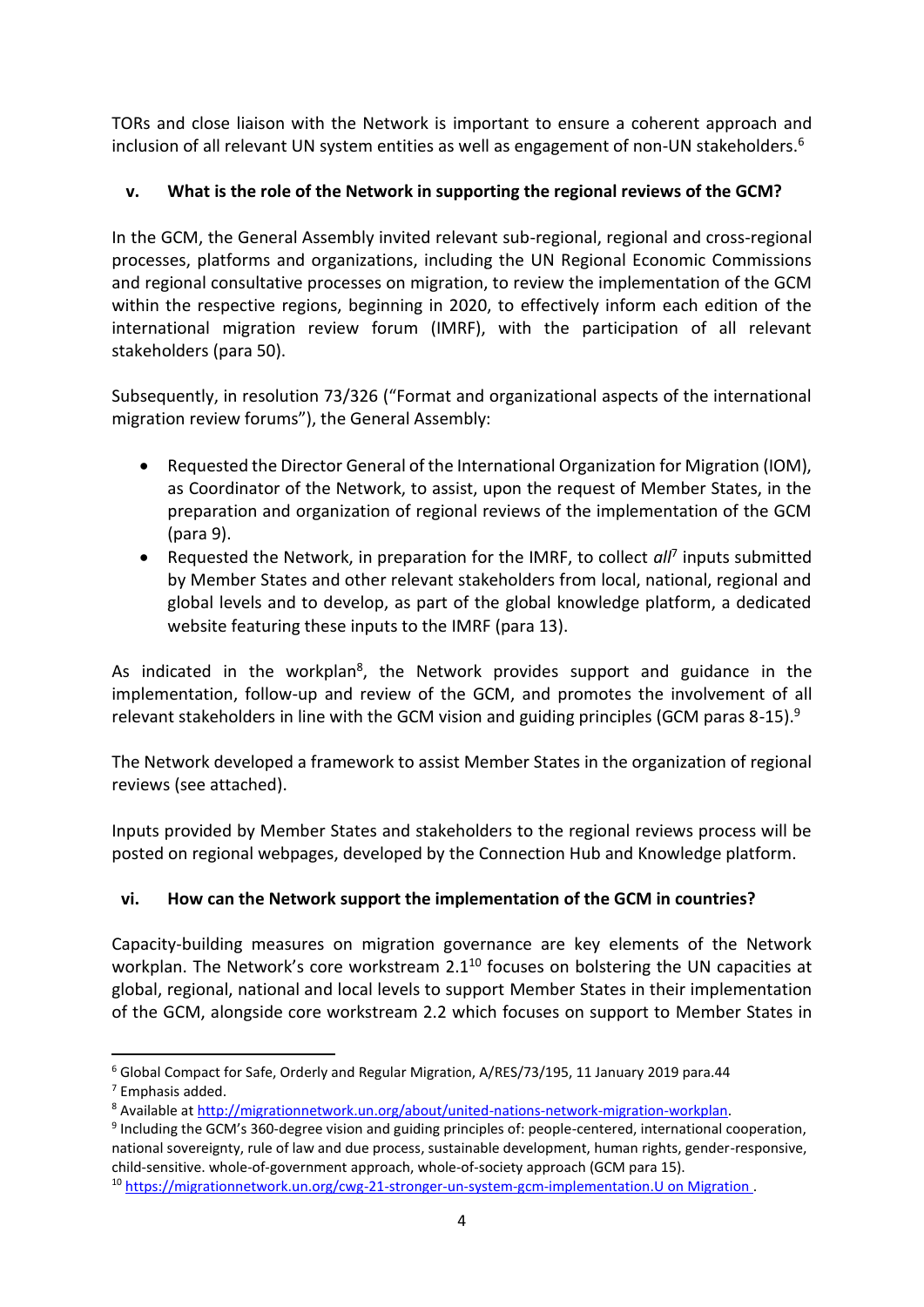TORs and close liaison with the Network is important to ensure a coherent approach and inclusion of all relevant UN system entities as well as engagement of non-UN stakeholders.[6]

### v. What is the role of the Network in supporting the regional reviews of the GCM?

In the GCM, the General Assembly invited relevant sub-regional, regional and cross-regional processes, platforms and organizations, including the UN Regional Economic Commissions and regional consultative processes on migration, to review the implementation of the GCM within the respective regions, beginning in 2020, to effectively inform each edition of the international migration review forum (IMRF), with the participation of all relevant stakeholders (para 50).

Subsequently, in resolution 73/326 ("Format and organizational aspects of the international migration review forums"), the General Assembly:

- Requested the Director General of the International Organization for Migration (IOM), as Coordinator of the Network, to assist, upon the request of Member States, in the preparation and organization of regional reviews of the implementation of the GCM (para 9).
- Requested the Network, in preparation for the IMRF, to collect *all*[7] inputs submitted by Member States and other relevant stakeholders from local, national, regional and global levels and to develop, as part of the global knowledge platform, a dedicated website featuring these inputs to the IMRF (para 13).

As indicated in the workplan[8], the Network provides support and guidance in the implementation, follow-up and review of the GCM, and promotes the involvement of all relevant stakeholders in line with the GCM vision and guiding principles (GCM paras 8-15).[9]

The Network developed a framework to assist Member States in the organization of regional reviews (see attached).

Inputs provided by Member States and stakeholders to the regional reviews process will be posted on regional webpages, developed by the Connection Hub and Knowledge platform.

### vi. How can the Network support the implementation of the GCM in countries?

Capacity-building measures on migration governance are key elements of the Network workplan. The Network's core workstream 2.1[10] focuses on bolstering the UN capacities at global, regional, national and local levels to support Member States in their implementation of the GCM, alongside core workstream 2.2 which focuses on support to Member States in

---

[6] Global Compact for Safe, Orderly and Regular Migration, A/RES/73/195, 11 January 2019 para.44

[7] Emphasis added.

[8] Available at http://migrationnetwork.un.org/about/united-nations-network-migration-workplan.

[9] Including the GCM's 360-degree vision and guiding principles of: people-centered, international cooperation, national sovereignty, rule of law and due process, sustainable development, human rights, gender-responsive, child-sensitive. whole-of-government approach, whole-of-society approach (GCM para 15).

[10] https://migrationnetwork.un.org/cwg-21-stronger-un-system-gcm-implementation.U on Migration .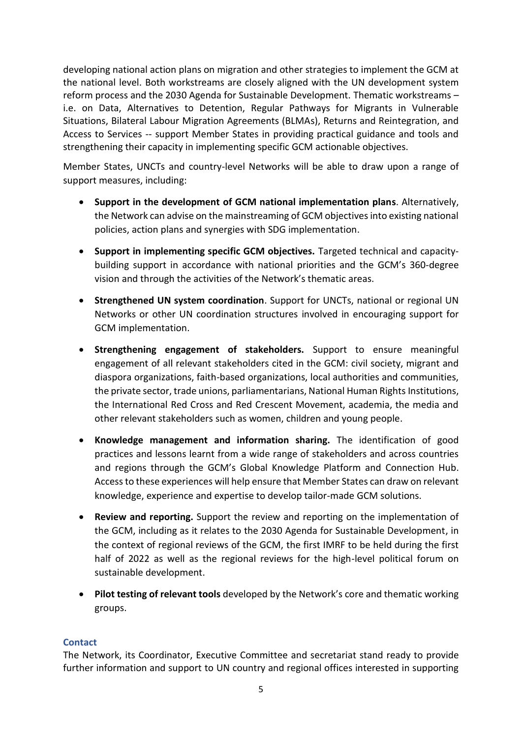developing national action plans on migration and other strategies to implement the GCM at the national level. Both workstreams are closely aligned with the UN development system reform process and the 2030 Agenda for Sustainable Development. Thematic workstreams – i.e. on Data, Alternatives to Detention, Regular Pathways for Migrants in Vulnerable Situations, Bilateral Labour Migration Agreements (BLMAs), Returns and Reintegration, and Access to Services -- support Member States in providing practical guidance and tools and strengthening their capacity in implementing specific GCM actionable objectives.

Member States, UNCTs and country-level Networks will be able to draw upon a range of support measures, including:

- **Support in the development of GCM national implementation plans**. Alternatively, the Network can advise on the mainstreaming of GCM objectives into existing national policies, action plans and synergies with SDG implementation.
- **Support in implementing specific GCM objectives.** Targeted technical and capacity-building support in accordance with national priorities and the GCM's 360-degree vision and through the activities of the Network's thematic areas.
- **Strengthened UN system coordination**. Support for UNCTs, national or regional UN Networks or other UN coordination structures involved in encouraging support for GCM implementation.
- **Strengthening engagement of stakeholders.** Support to ensure meaningful engagement of all relevant stakeholders cited in the GCM: civil society, migrant and diaspora organizations, faith-based organizations, local authorities and communities, the private sector, trade unions, parliamentarians, National Human Rights Institutions, the International Red Cross and Red Crescent Movement, academia, the media and other relevant stakeholders such as women, children and young people.
- **Knowledge management and information sharing.** The identification of good practices and lessons learnt from a wide range of stakeholders and across countries and regions through the GCM's Global Knowledge Platform and Connection Hub. Access to these experiences will help ensure that Member States can draw on relevant knowledge, experience and expertise to develop tailor-made GCM solutions.
- **Review and reporting.** Support the review and reporting on the implementation of the GCM, including as it relates to the 2030 Agenda for Sustainable Development, in the context of regional reviews of the GCM, the first IMRF to be held during the first half of 2022 as well as the regional reviews for the high-level political forum on sustainable development.
- **Pilot testing of relevant tools** developed by the Network's core and thematic working groups.

## Contact

The Network, its Coordinator, Executive Committee and secretariat stand ready to provide further information and support to UN country and regional offices interested in supporting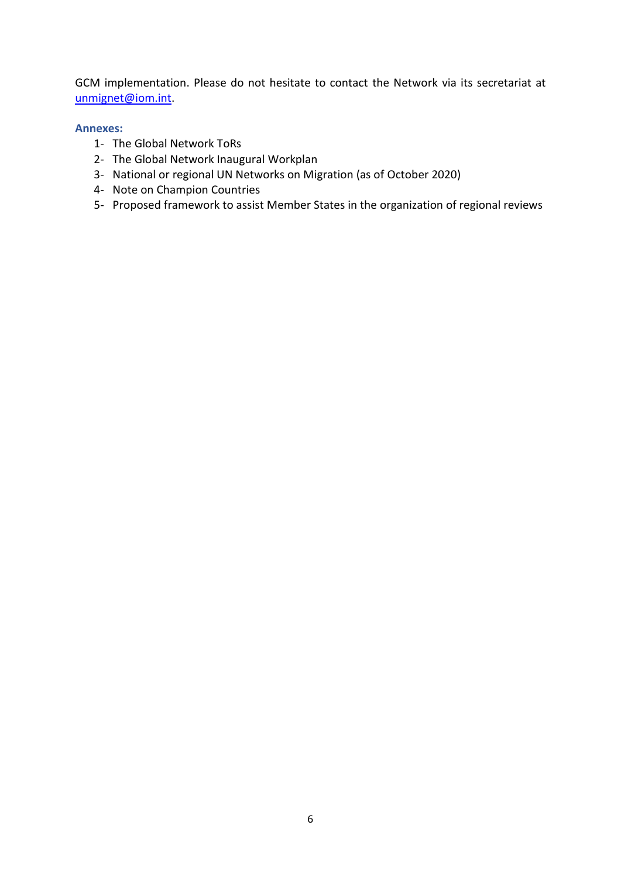GCM implementation. Please do not hesitate to contact the Network via its secretariat at unmignet@iom.int.

**Annexes:**

1- The Global Network ToRs
2- The Global Network Inaugural Workplan
3- National or regional UN Networks on Migration (as of October 2020)
4- Note on Champion Countries
5- Proposed framework to assist Member States in the organization of regional reviews